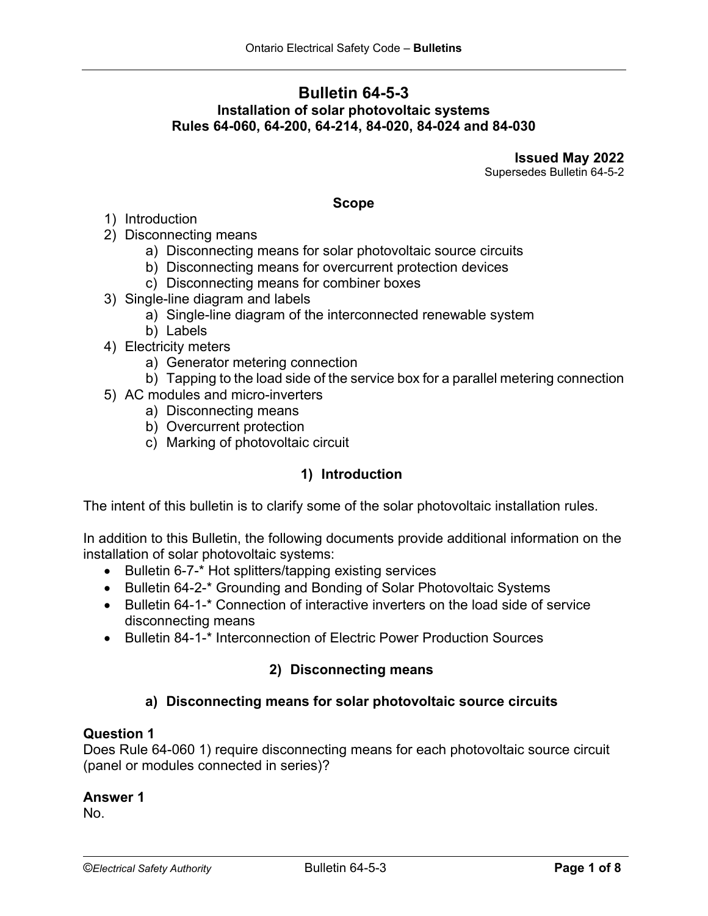# Bulletin 64-5-3

## Installation of solar photovoltaic systems
## Rules 64-060, 64-200, 64-214, 84-020, 84-024 and 84-030

**Issued May 2022**
Supersedes Bulletin 64-5-2

**Scope**

1) Introduction
2) Disconnecting means
    a) Disconnecting means for solar photovoltaic source circuits
    b) Disconnecting means for overcurrent protection devices
    c) Disconnecting means for combiner boxes
3) Single-line diagram and labels
    a) Single-line diagram of the interconnected renewable system
    b) Labels
4) Electricity meters
    a) Generator metering connection
    b) Tapping to the load side of the service box for a parallel metering connection
5) AC modules and micro-inverters
    a) Disconnecting means
    b) Overcurrent protection
    c) Marking of photovoltaic circuit

## 1) Introduction

The intent of this bulletin is to clarify some of the solar photovoltaic installation rules.

In addition to this Bulletin, the following documents provide additional information on the installation of solar photovoltaic systems:

- Bulletin 6-7-* Hot splitters/tapping existing services
- Bulletin 64-2-* Grounding and Bonding of Solar Photovoltaic Systems
- Bulletin 64-1-* Connection of interactive inverters on the load side of service disconnecting means
- Bulletin 84-1-* Interconnection of Electric Power Production Sources

## 2) Disconnecting means

### a) Disconnecting means for solar photovoltaic source circuits

**Question 1**
Does Rule 64-060 1) require disconnecting means for each photovoltaic source circuit (panel or modules connected in series)?

**Answer 1**
No.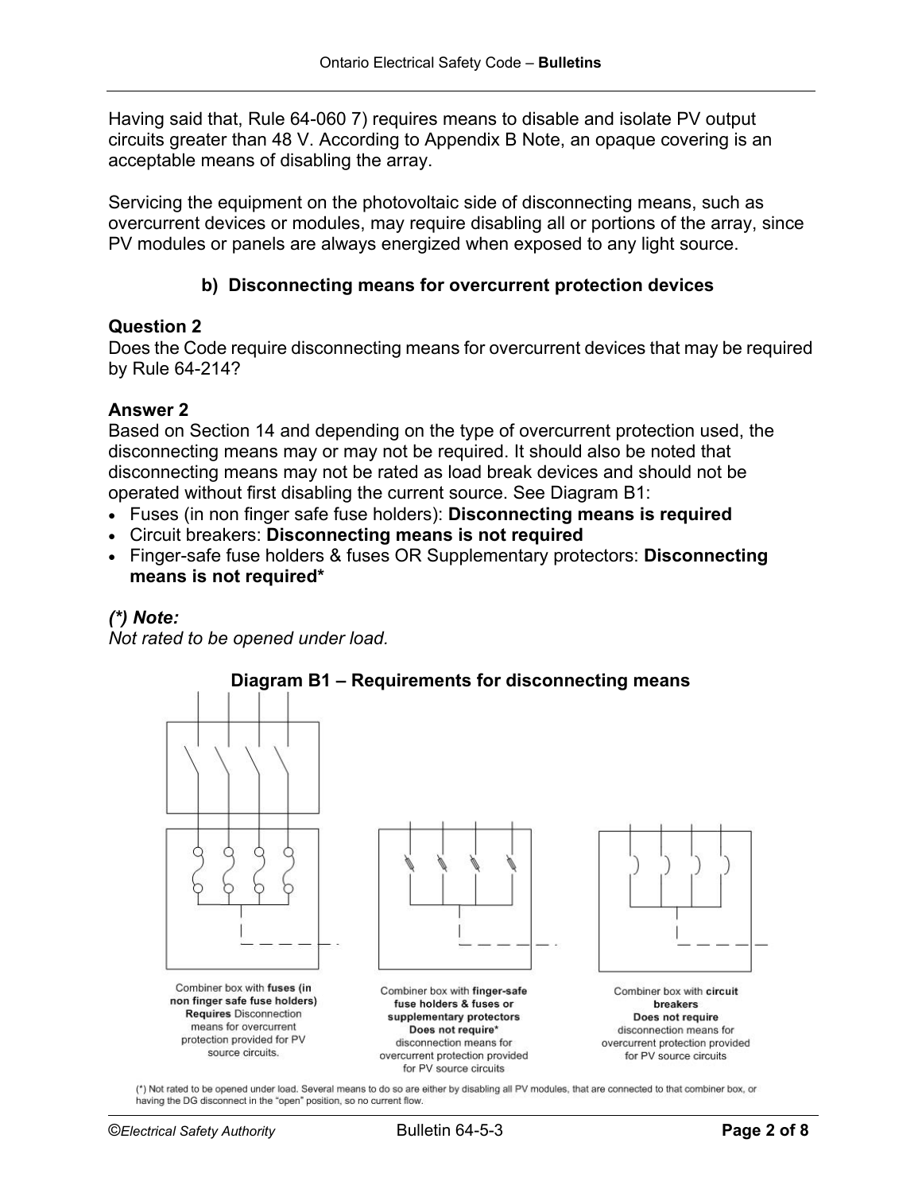Having said that, Rule 64-060 7) requires means to disable and isolate PV output circuits greater than 48 V. According to Appendix B Note, an opaque covering is an acceptable means of disabling the array.

Servicing the equipment on the photovoltaic side of disconnecting means, such as overcurrent devices or modules, may require disabling all or portions of the array, since PV modules or panels are always energized when exposed to any light source.

### b) Disconnecting means for overcurrent protection devices

**Question 2**
Does the Code require disconnecting means for overcurrent devices that may be required by Rule 64-214?

**Answer 2**
Based on Section 14 and depending on the type of overcurrent protection used, the disconnecting means may or may not be required. It should also be noted that disconnecting means may not be rated as load break devices and should not be operated without first disabling the current source. See Diagram B1:

- Fuses (in non finger safe fuse holders): **Disconnecting means is required**
- Circuit breakers: **Disconnecting means is not required**
- Finger-safe fuse holders & fuses OR Supplementary protectors: **Disconnecting means is not required***

***(*) Note:***
*Not rated to be opened under load.*

**Diagram B1 – Requirements for disconnecting means**

Combiner box with **fuses (in non finger safe fuse holders)** **Requires** Disconnection means for overcurrent protection provided for PV source circuits.

Combiner box with **finger-safe fuse holders & fuses or supplementary protectors** **Does not require*** disconnection means for overcurrent protection provided for PV source circuits

Combiner box with **circuit breakers** **Does not require** disconnection means for overcurrent protection provided for PV source circuits

(*) Not rated to be opened under load. Several means to do so are either by disabling all PV modules, that are connected to that combiner box, or having the DG disconnect in the "open" position, so no current flow.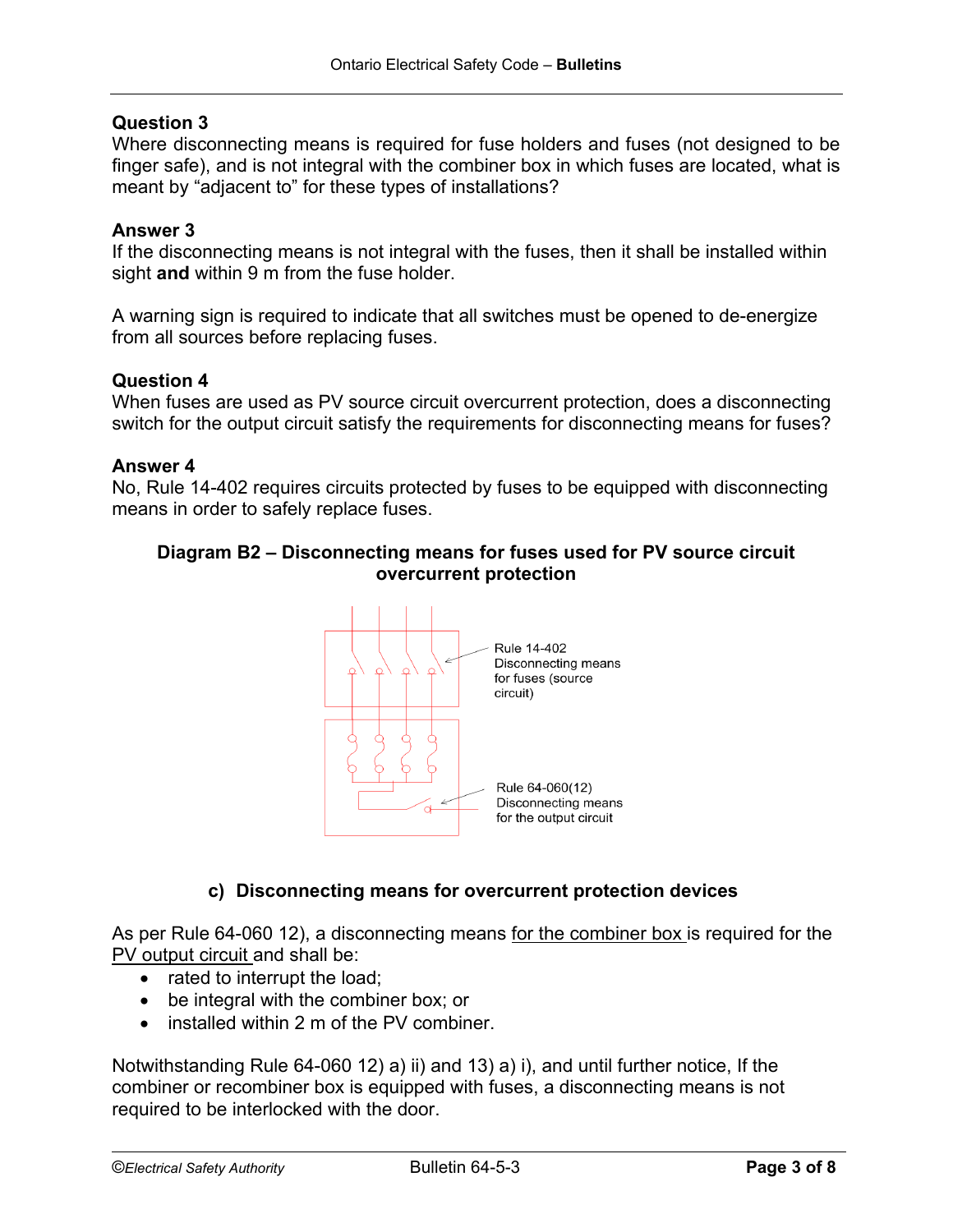**Question 3**

Where disconnecting means is required for fuse holders and fuses (not designed to be finger safe), and is not integral with the combiner box in which fuses are located, what is meant by "adjacent to" for these types of installations?

**Answer 3**

If the disconnecting means is not integral with the fuses, then it shall be installed within sight **and** within 9 m from the fuse holder.

A warning sign is required to indicate that all switches must be opened to de-energize from all sources before replacing fuses.

**Question 4**

When fuses are used as PV source circuit overcurrent protection, does a disconnecting switch for the output circuit satisfy the requirements for disconnecting means for fuses?

**Answer 4**

No, Rule 14-402 requires circuits protected by fuses to be equipped with disconnecting means in order to safely replace fuses.

**Diagram B2 – Disconnecting means for fuses used for PV source circuit overcurrent protection**

Rule 14-402 Disconnecting means for fuses (source circuit)

Rule 64-060(12) Disconnecting means for the output circuit

### c) Disconnecting means for overcurrent protection devices

As per Rule 64-060 12), a disconnecting means for the combiner box is required for the PV output circuit and shall be:

- rated to interrupt the load;
- be integral with the combiner box; or
- installed within 2 m of the PV combiner.

Notwithstanding Rule 64-060 12) a) ii) and 13) a) i), and until further notice, If the combiner or recombiner box is equipped with fuses, a disconnecting means is not required to be interlocked with the door.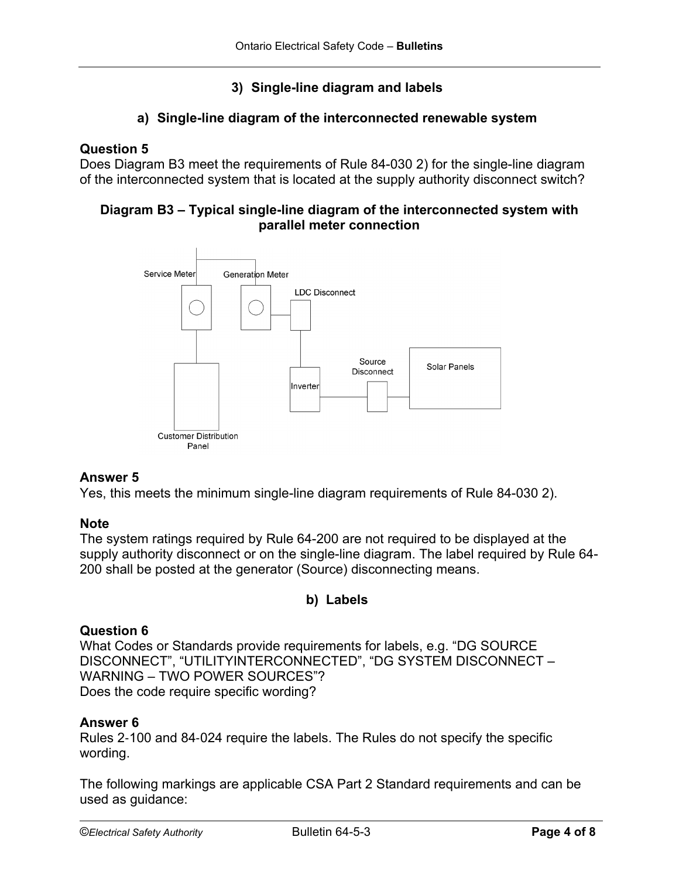### 3) Single-line diagram and labels

#### a) Single-line diagram of the interconnected renewable system

**Question 5**
Does Diagram B3 meet the requirements of Rule 84-030 2) for the single-line diagram of the interconnected system that is located at the supply authority disconnect switch?

**Diagram B3 – Typical single-line diagram of the interconnected system with parallel meter connection**

Service Meter Generation Meter LDC Disconnect Source Disconnect Solar Panels Inverter Customer Distribution Panel

**Answer 5**
Yes, this meets the minimum single-line diagram requirements of Rule 84-030 2).

**Note**
The system ratings required by Rule 64-200 are not required to be displayed at the supply authority disconnect or on the single-line diagram. The label required by Rule 64-200 shall be posted at the generator (Source) disconnecting means.

#### b) Labels

**Question 6**
What Codes or Standards provide requirements for labels, e.g. "DG SOURCE DISCONNECT", "UTILITYINTERCONNECTED", "DG SYSTEM DISCONNECT – WARNING – TWO POWER SOURCES"?
Does the code require specific wording?

**Answer 6**
Rules 2-100 and 84-024 require the labels. The Rules do not specify the specific wording.

The following markings are applicable CSA Part 2 Standard requirements and can be used as guidance: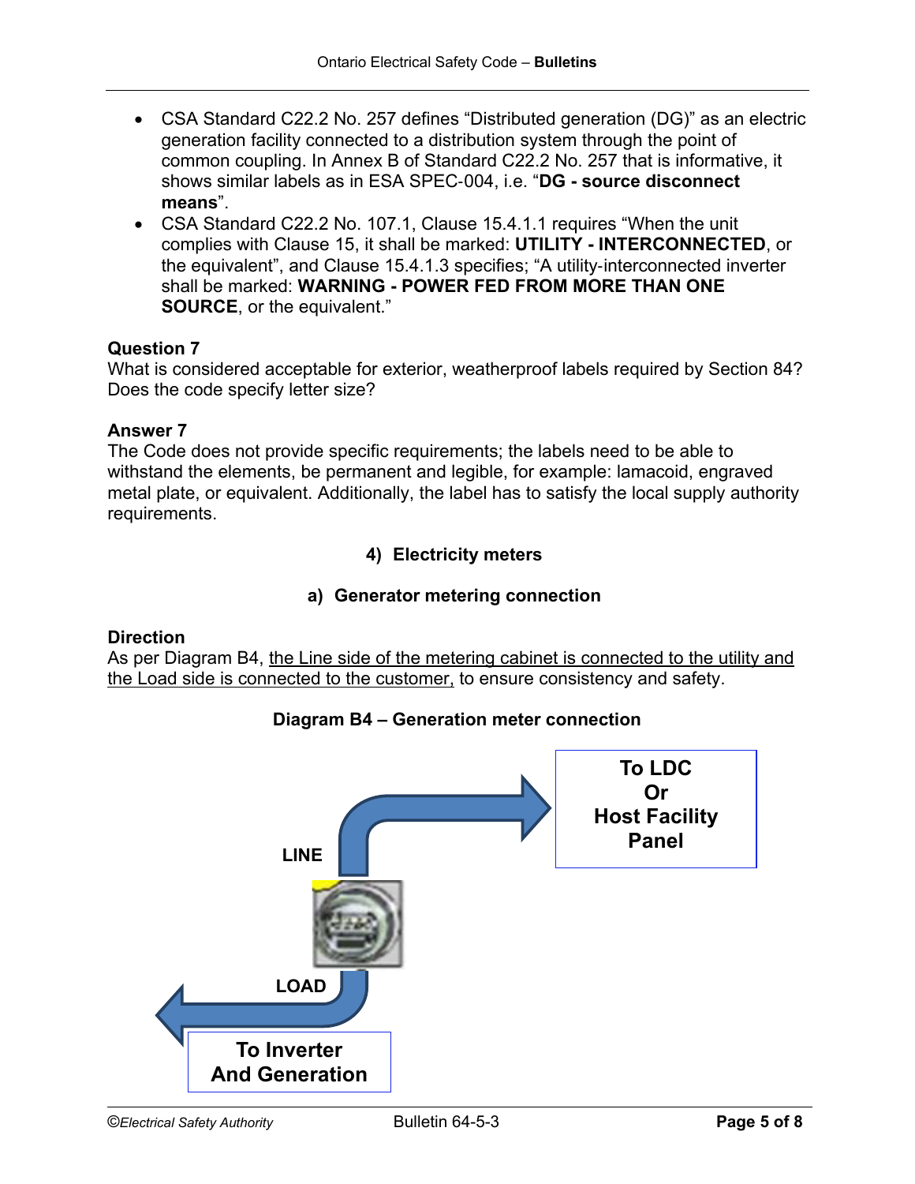- CSA Standard C22.2 No. 257 defines "Distributed generation (DG)" as an electric generation facility connected to a distribution system through the point of common coupling. In Annex B of Standard C22.2 No. 257 that is informative, it shows similar labels as in ESA SPEC-004, i.e. "**DG - source disconnect means**".
- CSA Standard C22.2 No. 107.1, Clause 15.4.1.1 requires "When the unit complies with Clause 15, it shall be marked: **UTILITY - INTERCONNECTED**, or the equivalent", and Clause 15.4.1.3 specifies; "A utility-interconnected inverter shall be marked: **WARNING - POWER FED FROM MORE THAN ONE SOURCE**, or the equivalent."

**Question 7**
What is considered acceptable for exterior, weatherproof labels required by Section 84? Does the code specify letter size?

**Answer 7**
The Code does not provide specific requirements; the labels need to be able to withstand the elements, be permanent and legible, for example: lamacoid, engraved metal plate, or equivalent. Additionally, the label has to satisfy the local supply authority requirements.

## 4) Electricity meters

### a) Generator metering connection

**Direction**
As per Diagram B4, the Line side of the metering cabinet is connected to the utility and the Load side is connected to the customer, to ensure consistency and safety.

**Diagram B4 – Generation meter connection**

LINE → To LDC Or Host Facility Panel

LOAD → To Inverter And Generation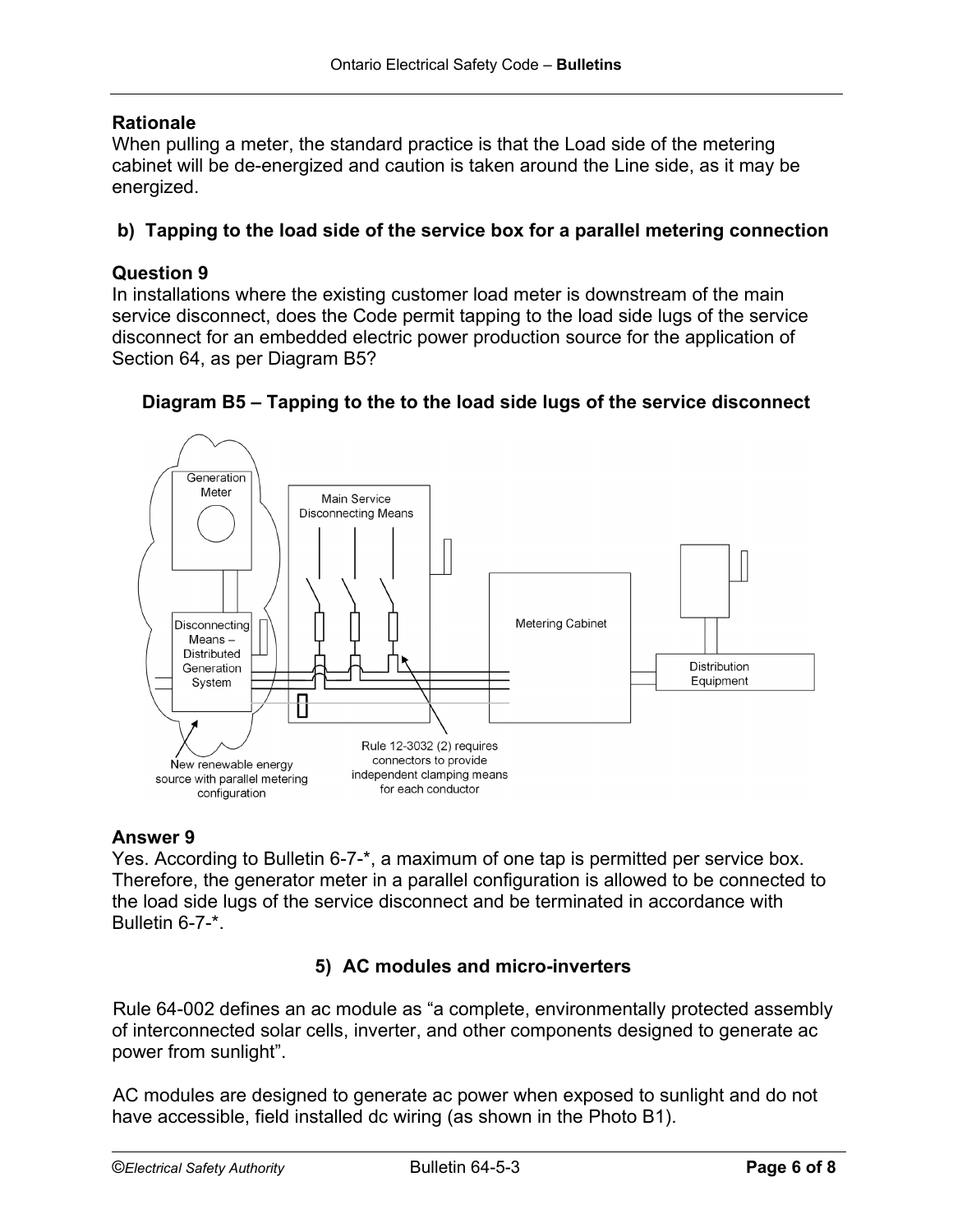**Rationale**

When pulling a meter, the standard practice is that the Load side of the metering cabinet will be de-energized and caution is taken around the Line side, as it may be energized.

### b) Tapping to the load side of the service box for a parallel metering connection

**Question 9**

In installations where the existing customer load meter is downstream of the main service disconnect, does the Code permit tapping to the load side lugs of the service disconnect for an embedded electric power production source for the application of Section 64, as per Diagram B5?

**Diagram B5 – Tapping to the to the load side lugs of the service disconnect**

**Answer 9**

Yes. According to Bulletin 6-7-*, a maximum of one tap is permitted per service box. Therefore, the generator meter in a parallel configuration is allowed to be connected to the load side lugs of the service disconnect and be terminated in accordance with Bulletin 6-7-*.

### 5) AC modules and micro-inverters

Rule 64-002 defines an ac module as "a complete, environmentally protected assembly of interconnected solar cells, inverter, and other components designed to generate ac power from sunlight".

AC modules are designed to generate ac power when exposed to sunlight and do not have accessible, field installed dc wiring (as shown in the Photo B1).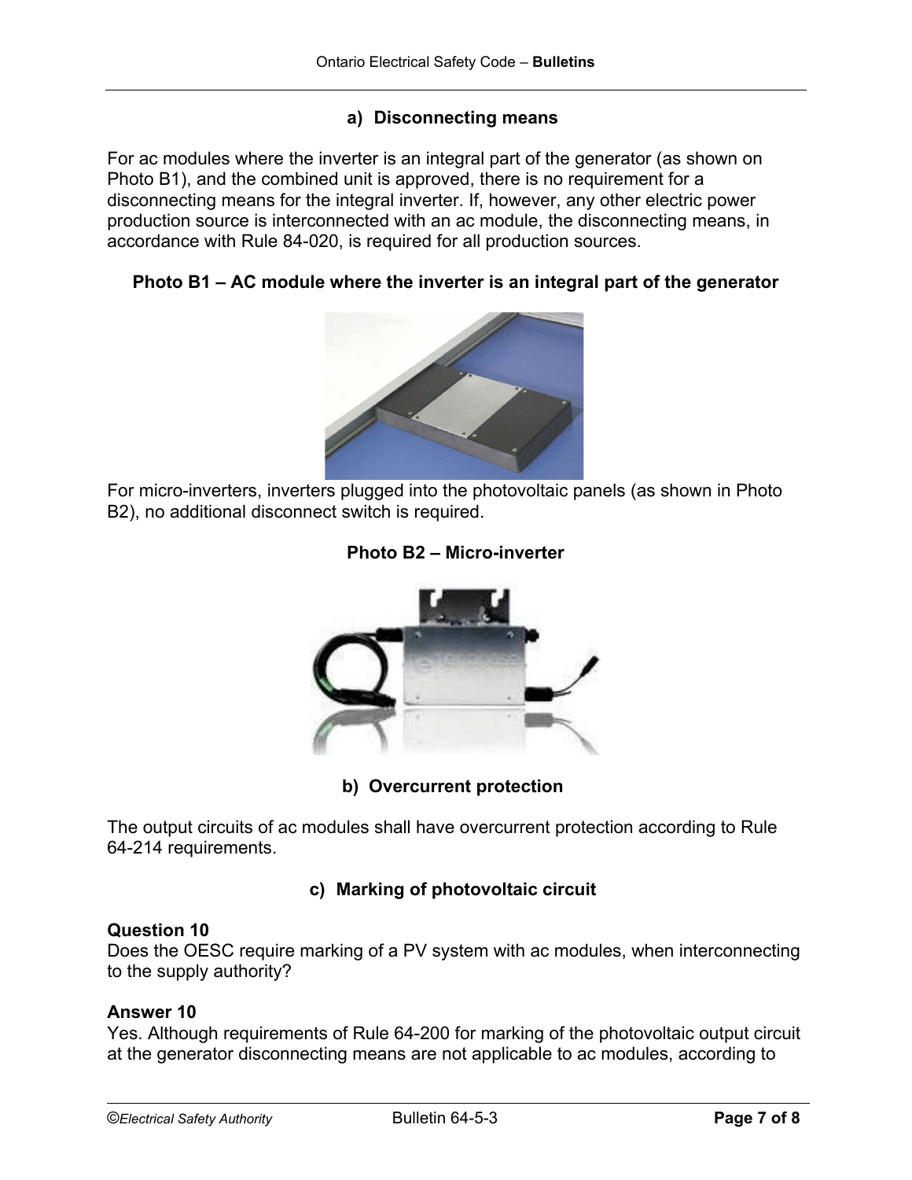### a) Disconnecting means

For ac modules where the inverter is an integral part of the generator (as shown on Photo B1), and the combined unit is approved, there is no requirement for a disconnecting means for the integral inverter. If, however, any other electric power production source is interconnected with an ac module, the disconnecting means, in accordance with Rule 84-020, is required for all production sources.

**Photo B1 – AC module where the inverter is an integral part of the generator**

For micro-inverters, inverters plugged into the photovoltaic panels (as shown in Photo B2), no additional disconnect switch is required.

**Photo B2 – Micro-inverter**

### b) Overcurrent protection

The output circuits of ac modules shall have overcurrent protection according to Rule 64-214 requirements.

### c) Marking of photovoltaic circuit

**Question 10**
Does the OESC require marking of a PV system with ac modules, when interconnecting to the supply authority?

**Answer 10**
Yes. Although requirements of Rule 64-200 for marking of the photovoltaic output circuit at the generator disconnecting means are not applicable to ac modules, according to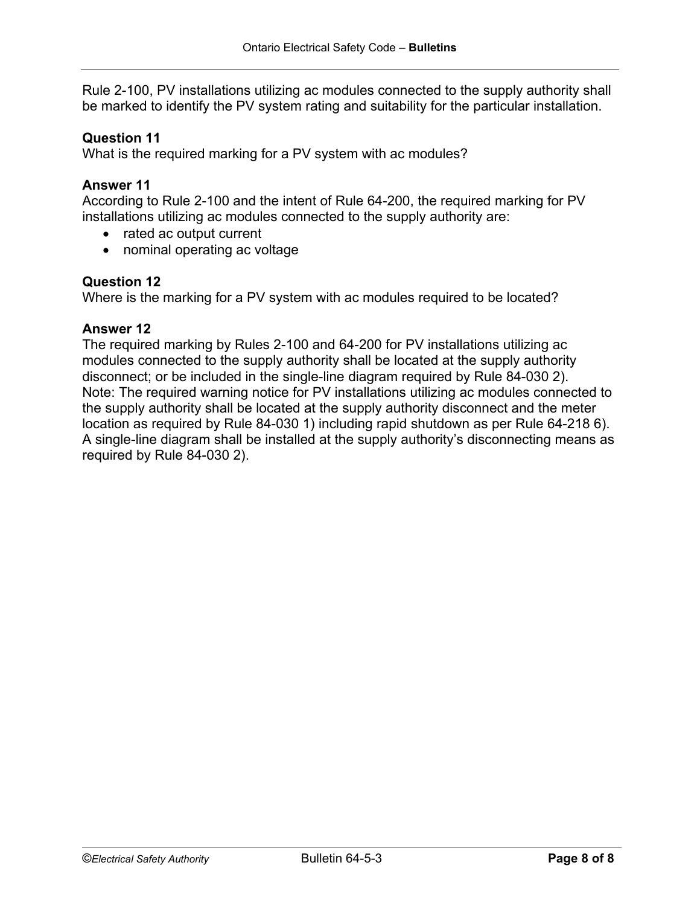Rule 2-100, PV installations utilizing ac modules connected to the supply authority shall be marked to identify the PV system rating and suitability for the particular installation.

**Question 11**
What is the required marking for a PV system with ac modules?

**Answer 11**
According to Rule 2-100 and the intent of Rule 64-200, the required marking for PV installations utilizing ac modules connected to the supply authority are:

- rated ac output current
- nominal operating ac voltage

**Question 12**
Where is the marking for a PV system with ac modules required to be located?

**Answer 12**
The required marking by Rules 2-100 and 64-200 for PV installations utilizing ac modules connected to the supply authority shall be located at the supply authority disconnect; or be included in the single-line diagram required by Rule 84-030 2).
Note: The required warning notice for PV installations utilizing ac modules connected to the supply authority shall be located at the supply authority disconnect and the meter location as required by Rule 84-030 1) including rapid shutdown as per Rule 64-218 6). A single-line diagram shall be installed at the supply authority's disconnecting means as required by Rule 84-030 2).